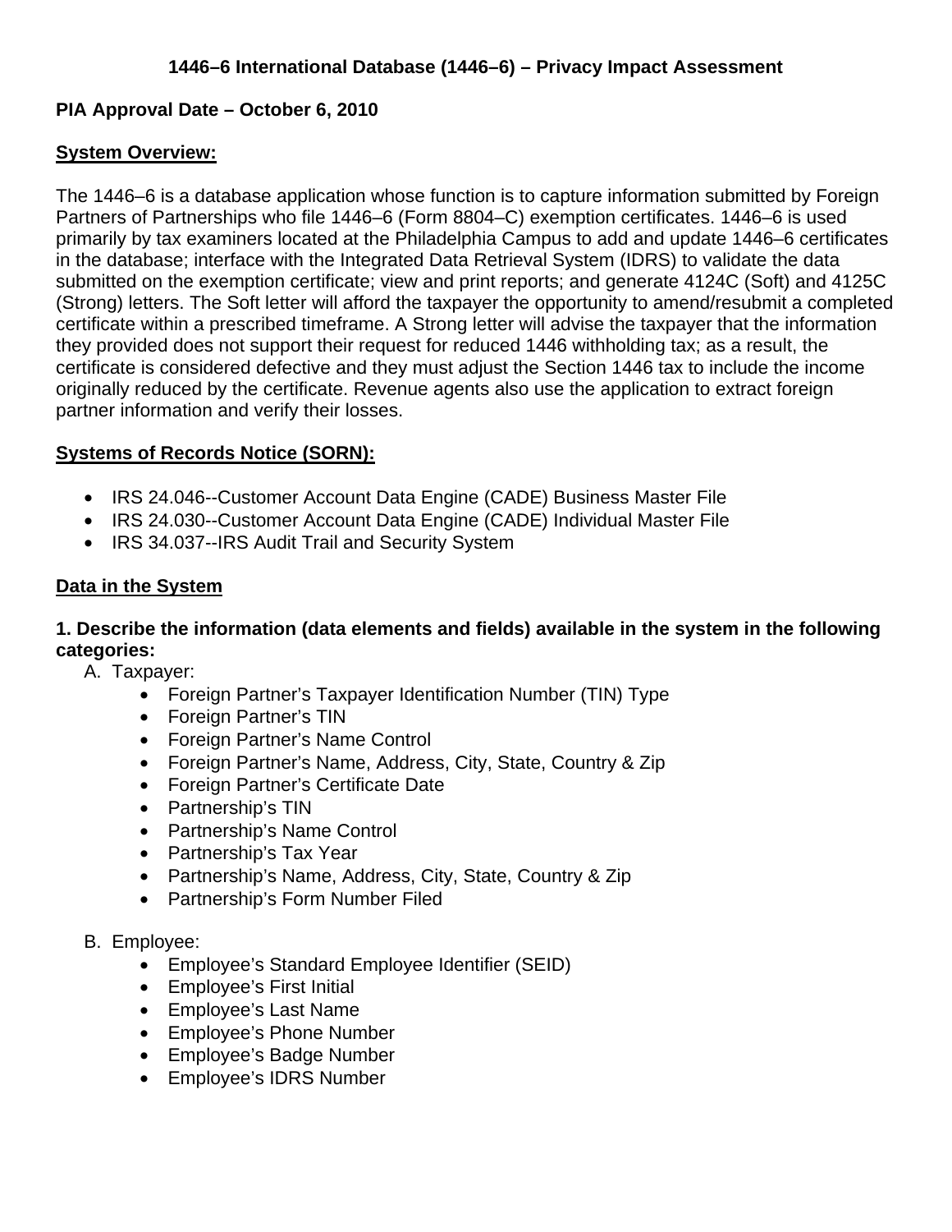# 1446–6 International Database (1446–6) – Privacy Impact Assessment

**PIA Approval Date – October 6, 2010**

## System Overview:

The 1446–6 is a database application whose function is to capture information submitted by Foreign Partners of Partnerships who file 1446–6 (Form 8804–C) exemption certificates. 1446–6 is used primarily by tax examiners located at the Philadelphia Campus to add and update 1446–6 certificates in the database; interface with the Integrated Data Retrieval System (IDRS) to validate the data submitted on the exemption certificate; view and print reports; and generate 4124C (Soft) and 4125C (Strong) letters. The Soft letter will afford the taxpayer the opportunity to amend/resubmit a completed certificate within a prescribed timeframe. A Strong letter will advise the taxpayer that the information they provided does not support their request for reduced 1446 withholding tax; as a result, the certificate is considered defective and they must adjust the Section 1446 tax to include the income originally reduced by the certificate. Revenue agents also use the application to extract foreign partner information and verify their losses.

## Systems of Records Notice (SORN):

- IRS 24.046--Customer Account Data Engine (CADE) Business Master File
- IRS 24.030--Customer Account Data Engine (CADE) Individual Master File
- IRS 34.037--IRS Audit Trail and Security System

## Data in the System

### 1. Describe the information (data elements and fields) available in the system in the following categories:

A. Taxpayer:
- Foreign Partner's Taxpayer Identification Number (TIN) Type
- Foreign Partner's TIN
- Foreign Partner's Name Control
- Foreign Partner's Name, Address, City, State, Country & Zip
- Foreign Partner's Certificate Date
- Partnership's TIN
- Partnership's Name Control
- Partnership's Tax Year
- Partnership's Name, Address, City, State, Country & Zip
- Partnership's Form Number Filed

B. Employee:
- Employee's Standard Employee Identifier (SEID)
- Employee's First Initial
- Employee's Last Name
- Employee's Phone Number
- Employee's Badge Number
- Employee's IDRS Number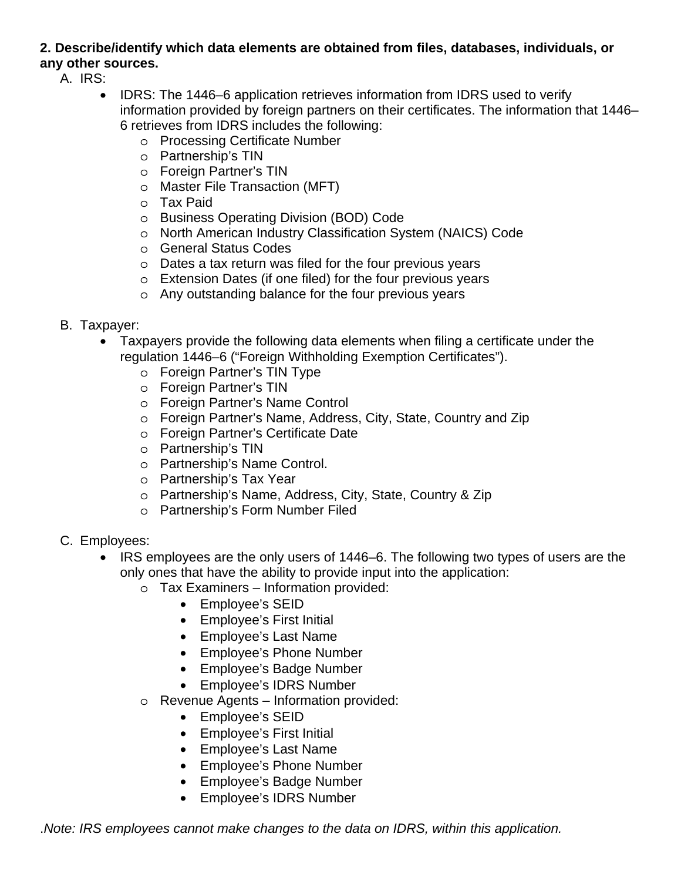**2. Describe/identify which data elements are obtained from files, databases, individuals, or any other sources.**

A. IRS:

- IDRS: The 1446–6 application retrieves information from IDRS used to verify information provided by foreign partners on their certificates. The information that 1446–6 retrieves from IDRS includes the following:
  - Processing Certificate Number
  - Partnership's TIN
  - Foreign Partner's TIN
  - Master File Transaction (MFT)
  - Tax Paid
  - Business Operating Division (BOD) Code
  - North American Industry Classification System (NAICS) Code
  - General Status Codes
  - Dates a tax return was filed for the four previous years
  - Extension Dates (if one filed) for the four previous years
  - Any outstanding balance for the four previous years

B. Taxpayer:

- Taxpayers provide the following data elements when filing a certificate under the regulation 1446–6 ("Foreign Withholding Exemption Certificates").
  - Foreign Partner's TIN Type
  - Foreign Partner's TIN
  - Foreign Partner's Name Control
  - Foreign Partner's Name, Address, City, State, Country and Zip
  - Foreign Partner's Certificate Date
  - Partnership's TIN
  - Partnership's Name Control.
  - Partnership's Tax Year
  - Partnership's Name, Address, City, State, Country & Zip
  - Partnership's Form Number Filed

C. Employees:

- IRS employees are the only users of 1446–6. The following two types of users are the only ones that have the ability to provide input into the application:
  - Tax Examiners – Information provided:
    - Employee's SEID
    - Employee's First Initial
    - Employee's Last Name
    - Employee's Phone Number
    - Employee's Badge Number
    - Employee's IDRS Number
  - Revenue Agents – Information provided:
    - Employee's SEID
    - Employee's First Initial
    - Employee's Last Name
    - Employee's Phone Number
    - Employee's Badge Number
    - Employee's IDRS Number

*.Note: IRS employees cannot make changes to the data on IDRS, within this application.*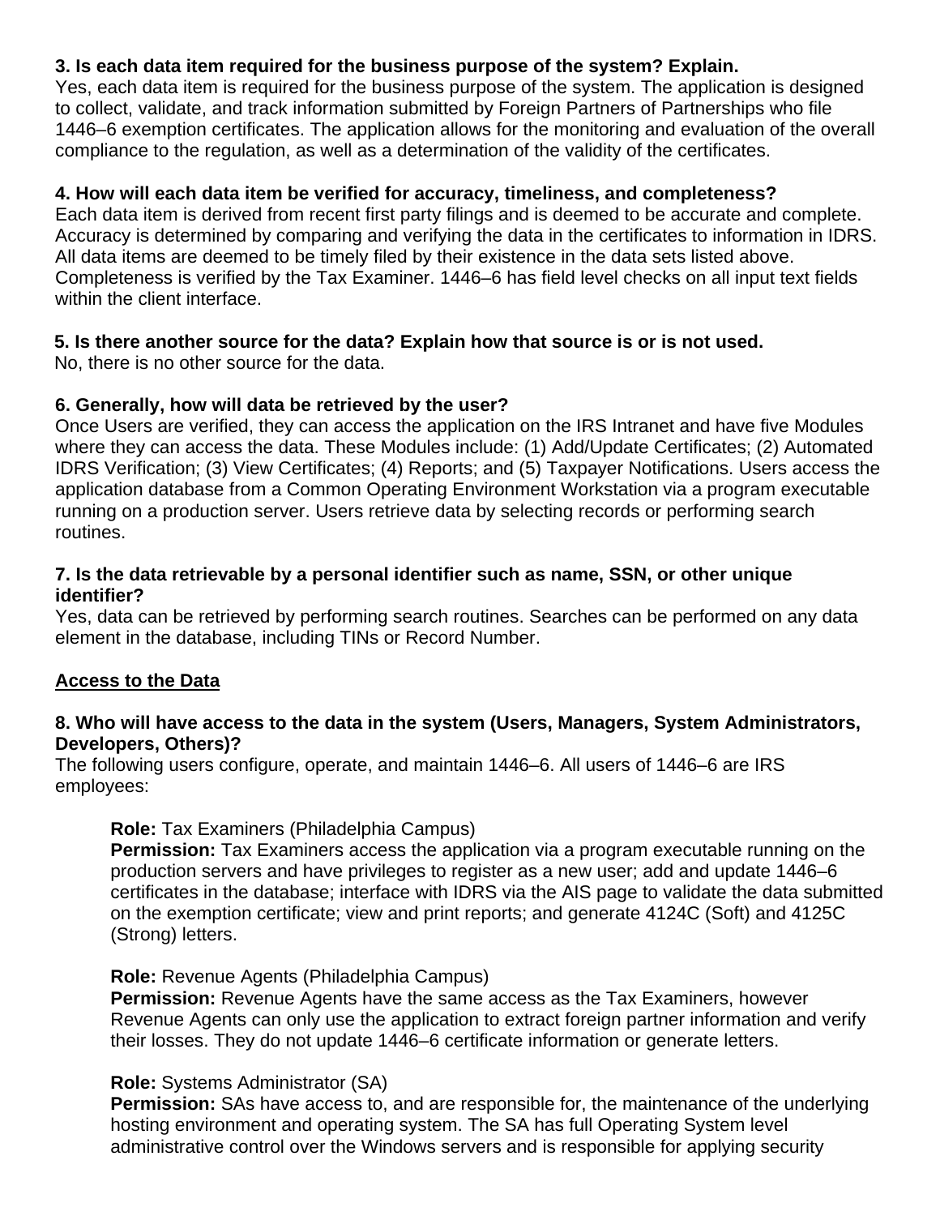**3. Is each data item required for the business purpose of the system? Explain.**
Yes, each data item is required for the business purpose of the system. The application is designed to collect, validate, and track information submitted by Foreign Partners of Partnerships who file 1446–6 exemption certificates. The application allows for the monitoring and evaluation of the overall compliance to the regulation, as well as a determination of the validity of the certificates.

**4. How will each data item be verified for accuracy, timeliness, and completeness?**
Each data item is derived from recent first party filings and is deemed to be accurate and complete. Accuracy is determined by comparing and verifying the data in the certificates to information in IDRS. All data items are deemed to be timely filed by their existence in the data sets listed above. Completeness is verified by the Tax Examiner. 1446–6 has field level checks on all input text fields within the client interface.

**5. Is there another source for the data? Explain how that source is or is not used.**
No, there is no other source for the data.

**6. Generally, how will data be retrieved by the user?**
Once Users are verified, they can access the application on the IRS Intranet and have five Modules where they can access the data. These Modules include: (1) Add/Update Certificates; (2) Automated IDRS Verification; (3) View Certificates; (4) Reports; and (5) Taxpayer Notifications. Users access the application database from a Common Operating Environment Workstation via a program executable running on a production server. Users retrieve data by selecting records or performing search routines.

**7. Is the data retrievable by a personal identifier such as name, SSN, or other unique identifier?**
Yes, data can be retrieved by performing search routines. Searches can be performed on any data element in the database, including TINs or Record Number.

<u>**Access to the Data**</u>

**8. Who will have access to the data in the system (Users, Managers, System Administrators, Developers, Others)?**
The following users configure, operate, and maintain 1446–6. All users of 1446–6 are IRS employees:

> **Role:** Tax Examiners (Philadelphia Campus)
> **Permission:** Tax Examiners access the application via a program executable running on the production servers and have privileges to register as a new user; add and update 1446–6 certificates in the database; interface with IDRS via the AIS page to validate the data submitted on the exemption certificate; view and print reports; and generate 4124C (Soft) and 4125C (Strong) letters.
>
> **Role:** Revenue Agents (Philadelphia Campus)
> **Permission:** Revenue Agents have the same access as the Tax Examiners, however Revenue Agents can only use the application to extract foreign partner information and verify their losses. They do not update 1446–6 certificate information or generate letters.
>
> **Role:** Systems Administrator (SA)
> **Permission:** SAs have access to, and are responsible for, the maintenance of the underlying hosting environment and operating system. The SA has full Operating System level administrative control over the Windows servers and is responsible for applying security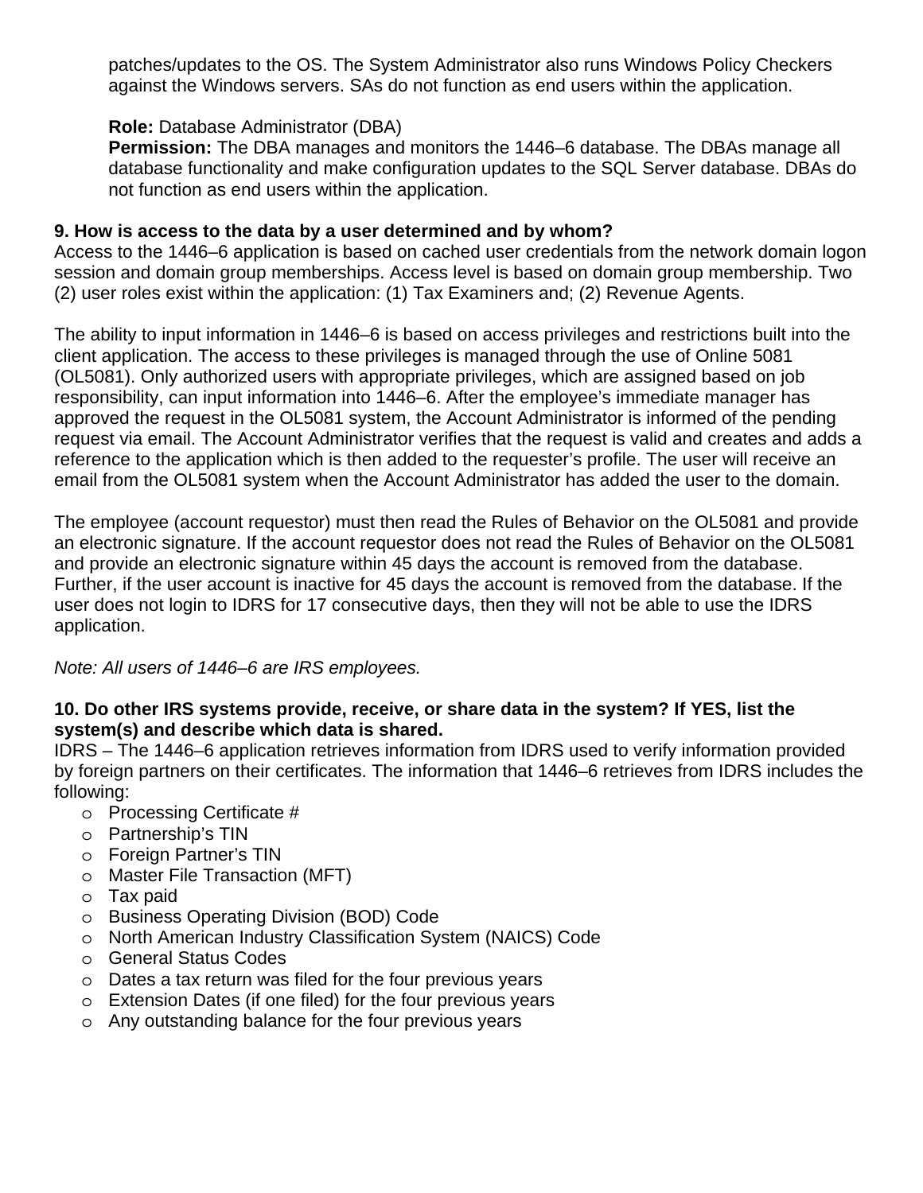patches/updates to the OS. The System Administrator also runs Windows Policy Checkers against the Windows servers. SAs do not function as end users within the application.

**Role:** Database Administrator (DBA)
**Permission:** The DBA manages and monitors the 1446–6 database. The DBAs manage all database functionality and make configuration updates to the SQL Server database. DBAs do not function as end users within the application.

**9. How is access to the data by a user determined and by whom?**
Access to the 1446–6 application is based on cached user credentials from the network domain logon session and domain group memberships. Access level is based on domain group membership. Two (2) user roles exist within the application: (1) Tax Examiners and; (2) Revenue Agents.

The ability to input information in 1446–6 is based on access privileges and restrictions built into the client application. The access to these privileges is managed through the use of Online 5081 (OL5081). Only authorized users with appropriate privileges, which are assigned based on job responsibility, can input information into 1446–6. After the employee's immediate manager has approved the request in the OL5081 system, the Account Administrator is informed of the pending request via email. The Account Administrator verifies that the request is valid and creates and adds a reference to the application which is then added to the requester's profile. The user will receive an email from the OL5081 system when the Account Administrator has added the user to the domain.

The employee (account requestor) must then read the Rules of Behavior on the OL5081 and provide an electronic signature. If the account requestor does not read the Rules of Behavior on the OL5081 and provide an electronic signature within 45 days the account is removed from the database. Further, if the user account is inactive for 45 days the account is removed from the database. If the user does not login to IDRS for 17 consecutive days, then they will not be able to use the IDRS application.

*Note: All users of 1446–6 are IRS employees.*

**10. Do other IRS systems provide, receive, or share data in the system? If YES, list the system(s) and describe which data is shared.**
IDRS – The 1446–6 application retrieves information from IDRS used to verify information provided by foreign partners on their certificates. The information that 1446–6 retrieves from IDRS includes the following:

- Processing Certificate #
- Partnership's TIN
- Foreign Partner's TIN
- Master File Transaction (MFT)
- Tax paid
- Business Operating Division (BOD) Code
- North American Industry Classification System (NAICS) Code
- General Status Codes
- Dates a tax return was filed for the four previous years
- Extension Dates (if one filed) for the four previous years
- Any outstanding balance for the four previous years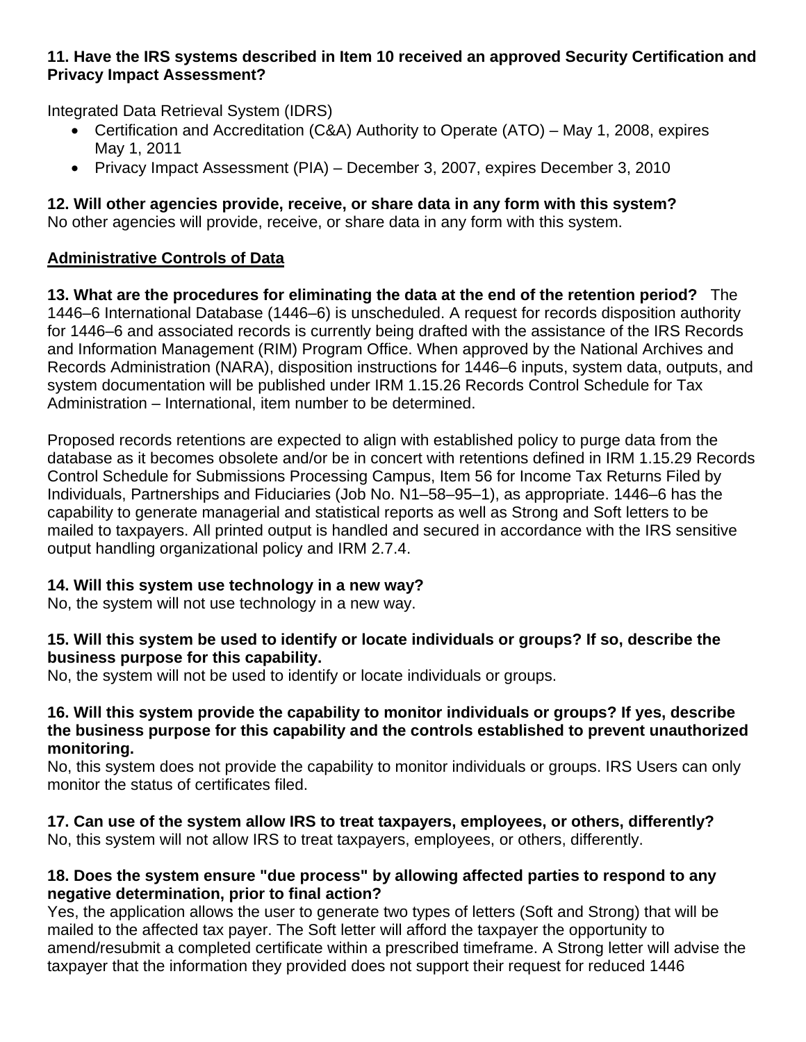**11. Have the IRS systems described in Item 10 received an approved Security Certification and Privacy Impact Assessment?**

Integrated Data Retrieval System (IDRS)

- Certification and Accreditation (C&A) Authority to Operate (ATO) – May 1, 2008, expires May 1, 2011
- Privacy Impact Assessment (PIA) – December 3, 2007, expires December 3, 2010

**12. Will other agencies provide, receive, or share data in any form with this system?**
No other agencies will provide, receive, or share data in any form with this system.

**Administrative Controls of Data**

**13. What are the procedures for eliminating the data at the end of the retention period?** The 1446–6 International Database (1446–6) is unscheduled. A request for records disposition authority for 1446–6 and associated records is currently being drafted with the assistance of the IRS Records and Information Management (RIM) Program Office. When approved by the National Archives and Records Administration (NARA), disposition instructions for 1446–6 inputs, system data, outputs, and system documentation will be published under IRM 1.15.26 Records Control Schedule for Tax Administration – International, item number to be determined.

Proposed records retentions are expected to align with established policy to purge data from the database as it becomes obsolete and/or be in concert with retentions defined in IRM 1.15.29 Records Control Schedule for Submissions Processing Campus, Item 56 for Income Tax Returns Filed by Individuals, Partnerships and Fiduciaries (Job No. N1–58–95–1), as appropriate. 1446–6 has the capability to generate managerial and statistical reports as well as Strong and Soft letters to be mailed to taxpayers. All printed output is handled and secured in accordance with the IRS sensitive output handling organizational policy and IRM 2.7.4.

**14. Will this system use technology in a new way?**
No, the system will not use technology in a new way.

**15. Will this system be used to identify or locate individuals or groups? If so, describe the business purpose for this capability.**
No, the system will not be used to identify or locate individuals or groups.

**16. Will this system provide the capability to monitor individuals or groups? If yes, describe the business purpose for this capability and the controls established to prevent unauthorized monitoring.**
No, this system does not provide the capability to monitor individuals or groups. IRS Users can only monitor the status of certificates filed.

**17. Can use of the system allow IRS to treat taxpayers, employees, or others, differently?**
No, this system will not allow IRS to treat taxpayers, employees, or others, differently.

**18. Does the system ensure "due process" by allowing affected parties to respond to any negative determination, prior to final action?**
Yes, the application allows the user to generate two types of letters (Soft and Strong) that will be mailed to the affected tax payer. The Soft letter will afford the taxpayer the opportunity to amend/resubmit a completed certificate within a prescribed timeframe. A Strong letter will advise the taxpayer that the information they provided does not support their request for reduced 1446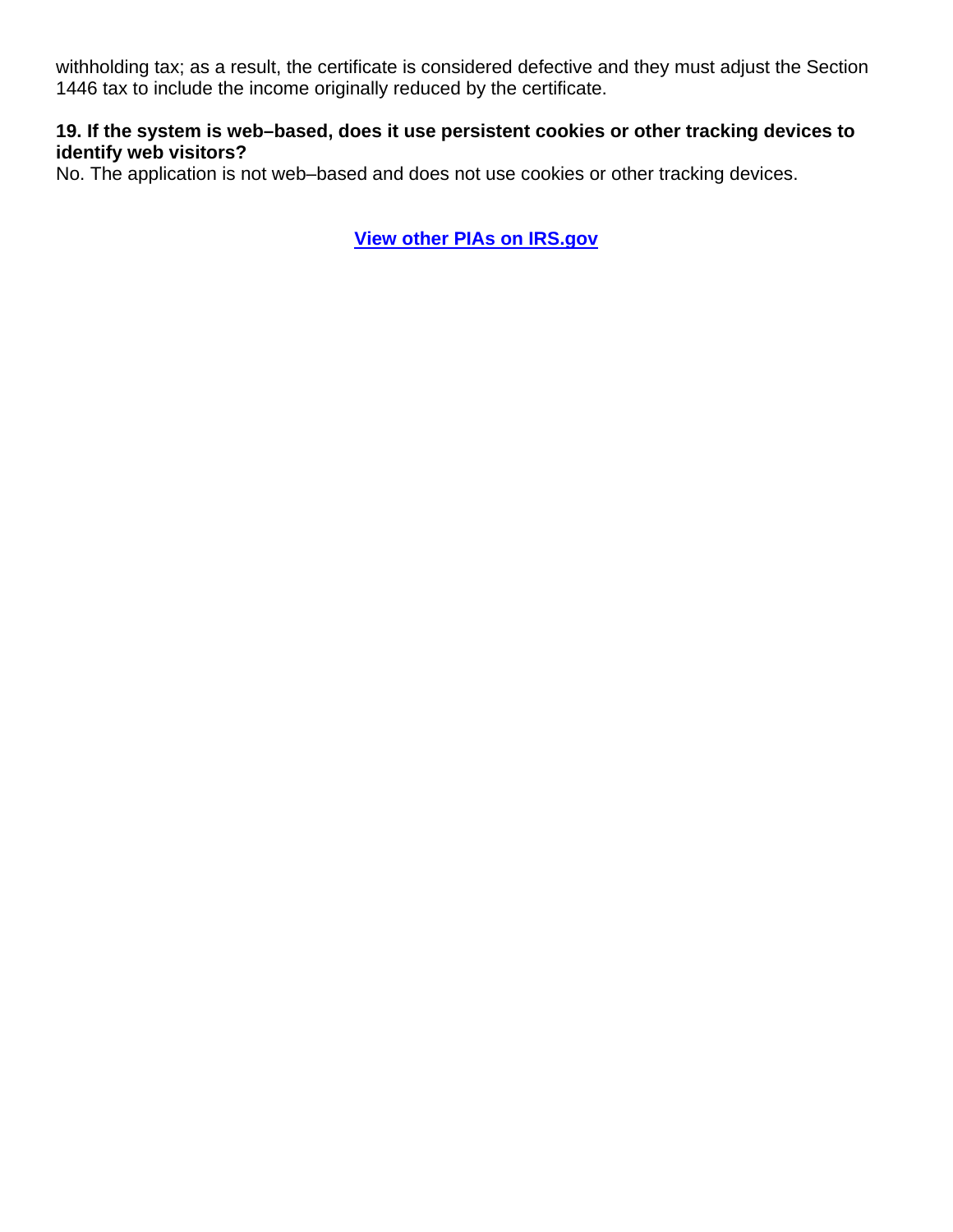withholding tax; as a result, the certificate is considered defective and they must adjust the Section 1446 tax to include the income originally reduced by the certificate.

**19. If the system is web–based, does it use persistent cookies or other tracking devices to identify web visitors?**

No. The application is not web–based and does not use cookies or other tracking devices.

**View other PIAs on IRS.gov**